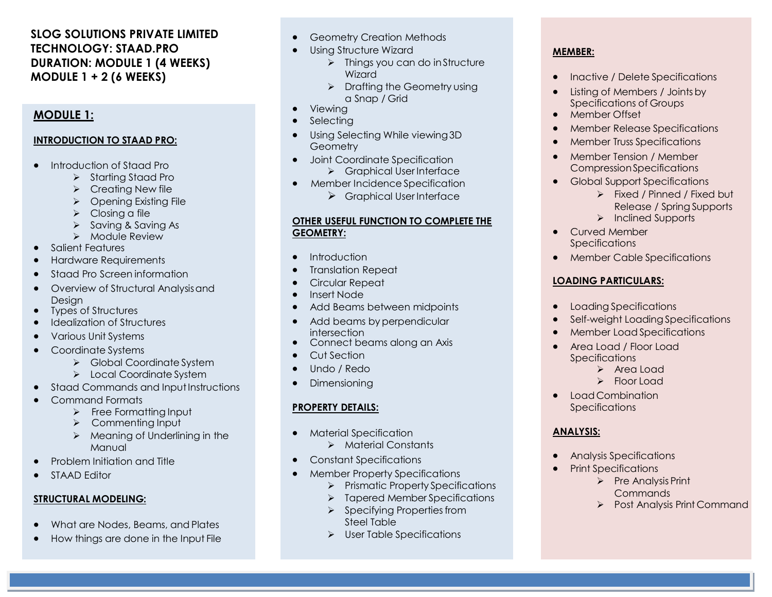**SLOG SOLUTIONS PRIVATE LIMITED**
**TECHNOLOGY: STAAD.PRO**
**DURATION: MODULE 1 (4 WEEKS)**
**MODULE 1 + 2 (6 WEEKS)**

## MODULE 1:

### INTRODUCTION TO STAAD PRO:

- Introduction of Staad Pro
  - Starting Staad Pro
  - Creating New file
  - Opening Existing File
  - Closing a file
  - Saving & Saving As
  - Module Review
- Salient Features
- Hardware Requirements
- Staad Pro Screen information
- Overview of Structural Analysis and Design
- Types of Structures
- Idealization of Structures
- Various Unit Systems
- Coordinate Systems
  - Global Coordinate System
  - Local Coordinate System
- Staad Commands and Input Instructions
- Command Formats
  - Free Formatting Input
  - Commenting Input
  - Meaning of Underlining in the Manual
- Problem Initiation and Title
- STAAD Editor

### STRUCTURAL MODELING:

- What are Nodes, Beams, and Plates
- How things are done in the Input File
- Geometry Creation Methods
- Using Structure Wizard
  - Things you can do in Structure Wizard
  - Drafting the Geometry using a Snap / Grid
- Viewing
- Selecting
- Using Selecting While viewing 3D Geometry
- Joint Coordinate Specification
  - Graphical User Interface
- Member Incidence Specification
  - Graphical User Interface

### OTHER USEFUL FUNCTION TO COMPLETE THE GEOMETRY:

- Introduction
- Translation Repeat
- Circular Repeat
- Insert Node
- Add Beams between midpoints
- Add beams by perpendicular intersection
- Connect beams along an Axis
- Cut Section
- Undo / Redo
- Dimensioning

### PROPERTY DETAILS:

- Material Specification
  - Material Constants
- Constant Specifications
- Member Property Specifications
  - Prismatic Property Specifications
  - Tapered Member Specifications
  - Specifying Properties from Steel Table
  - User Table Specifications

### MEMBER:

- Inactive / Delete Specifications
- Listing of Members / Joints by Specifications of Groups
- Member Offset
- Member Release Specifications
- Member Truss Specifications
- Member Tension / Member Compression Specifications
- Global Support Specifications
  - Fixed / Pinned / Fixed but Release / Spring Supports
  - Inclined Supports
- Curved Member Specifications
- Member Cable Specifications

### LOADING PARTICULARS:

- Loading Specifications
- Self-weight Loading Specifications
- Member Load Specifications
- Area Load / Floor Load Specifications
  - Area Load
  - Floor Load
- Load Combination Specifications

### ANALYSIS:

- Analysis Specifications
- Print Specifications
  - Pre Analysis Print Commands
  - Post Analysis Print Command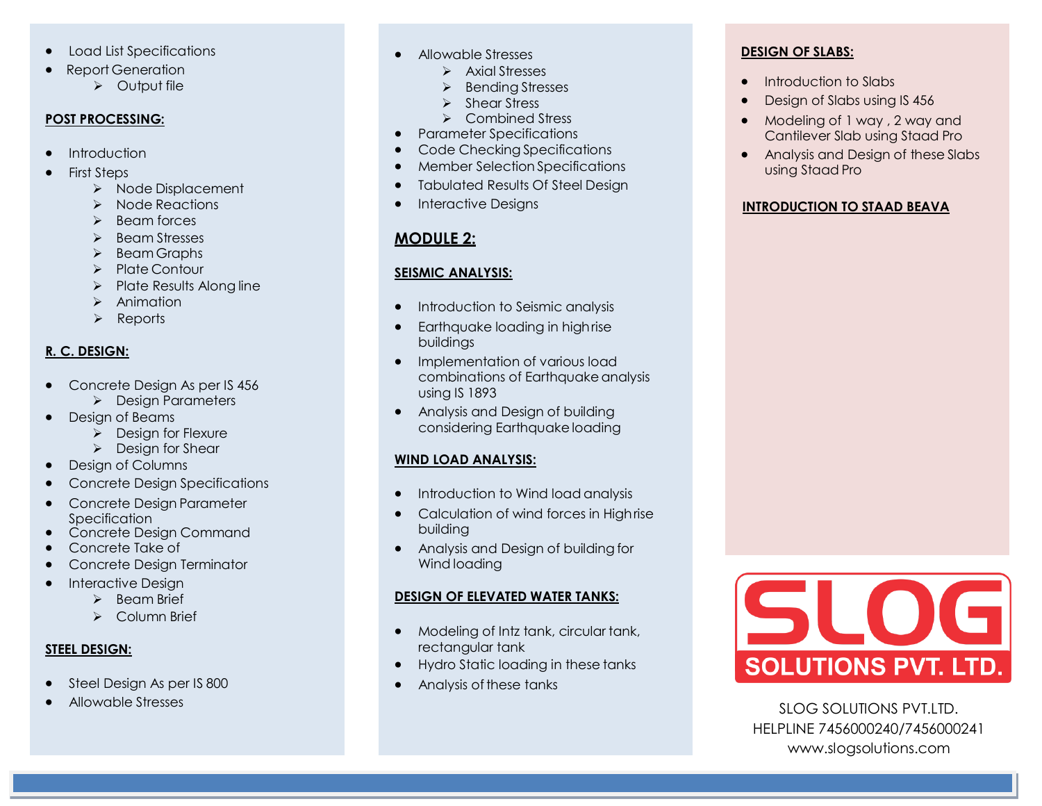- Load List Specifications
- Report Generation
    - Output file

**POST PROCESSING:**

- Introduction
- First Steps
    - Node Displacement
    - Node Reactions
    - Beam forces
    - Beam Stresses
    - Beam Graphs
    - Plate Contour
    - Plate Results Along line
    - Animation
    - Reports

**R. C. DESIGN:**

- Concrete Design As per IS 456
    - Design Parameters
- Design of Beams
    - Design for Flexure
    - Design for Shear
- Design of Columns
- Concrete Design Specifications
- Concrete Design Parameter Specification
- Concrete Design Command
- Concrete Take of
- Concrete Design Terminator
- Interactive Design
    - Beam Brief
    - Column Brief

**STEEL DESIGN:**

- Steel Design As per IS 800
- Allowable Stresses
- Allowable Stresses
    - Axial Stresses
    - Bending Stresses
    - Shear Stress
    - Combined Stress
- Parameter Specifications
- Code Checking Specifications
- Member Selection Specifications
- Tabulated Results Of Steel Design
- Interactive Designs

## MODULE 2:

**SEISMIC ANALYSIS:**

- Introduction to Seismic analysis
- Earthquake loading in highrise buildings
- Implementation of various load combinations of Earthquake analysis using IS 1893
- Analysis and Design of building considering Earthquake loading

**WIND LOAD ANALYSIS:**

- Introduction to Wind load analysis
- Calculation of wind forces in Highrise building
- Analysis and Design of building for Wind loading

**DESIGN OF ELEVATED WATER TANKS:**

- Modeling of Intz tank, circular tank, rectangular tank
- Hydro Static loading in these tanks
- Analysis of these tanks

**DESIGN OF SLABS:**

- Introduction to Slabs
- Design of Slabs using IS 456
- Modeling of 1 way , 2 way and Cantilever Slab using Staad Pro
- Analysis and Design of these Slabs using Staad Pro

**INTRODUCTION TO STAAD BEAVA**

SLOG SOLUTIONS PVT. LTD.

SLOG SOLUTIONS PVT.LTD.
HELPLINE 7456000240/7456000241
www.slogsolutions.com